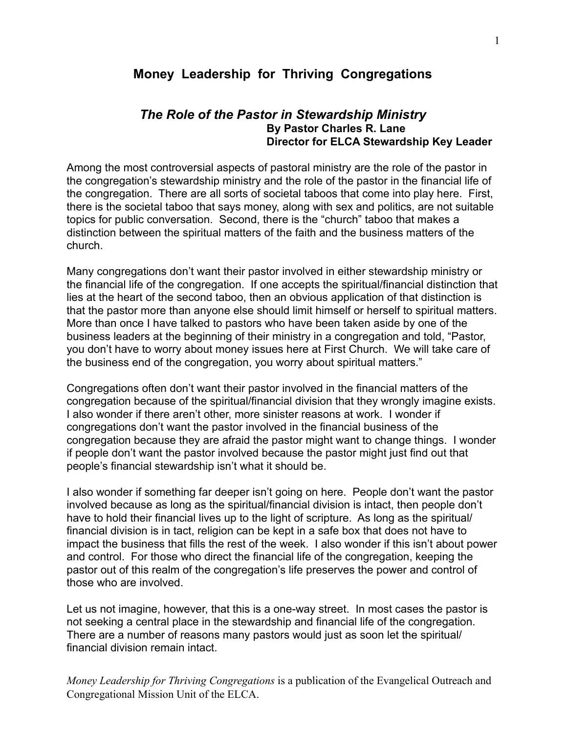# Money Leadership for Thriving Congregations

## *The Role of the Pastor in Stewardship Ministry*

**By Pastor Charles R. Lane**
**Director for ELCA Stewardship Key Leader**

Among the most controversial aspects of pastoral ministry are the role of the pastor in the congregation's stewardship ministry and the role of the pastor in the financial life of the congregation. There are all sorts of societal taboos that come into play here. First, there is the societal taboo that says money, along with sex and politics, are not suitable topics for public conversation. Second, there is the "church" taboo that makes a distinction between the spiritual matters of the faith and the business matters of the church.

Many congregations don't want their pastor involved in either stewardship ministry or the financial life of the congregation. If one accepts the spiritual/financial distinction that lies at the heart of the second taboo, then an obvious application of that distinction is that the pastor more than anyone else should limit himself or herself to spiritual matters. More than once I have talked to pastors who have been taken aside by one of the business leaders at the beginning of their ministry in a congregation and told, "Pastor, you don't have to worry about money issues here at First Church. We will take care of the business end of the congregation, you worry about spiritual matters."

Congregations often don't want their pastor involved in the financial matters of the congregation because of the spiritual/financial division that they wrongly imagine exists. I also wonder if there aren't other, more sinister reasons at work. I wonder if congregations don't want the pastor involved in the financial business of the congregation because they are afraid the pastor might want to change things. I wonder if people don't want the pastor involved because the pastor might just find out that people's financial stewardship isn't what it should be.

I also wonder if something far deeper isn't going on here. People don't want the pastor involved because as long as the spiritual/financial division is intact, then people don't have to hold their financial lives up to the light of scripture. As long as the spiritual/financial division is in tact, religion can be kept in a safe box that does not have to impact the business that fills the rest of the week. I also wonder if this isn't about power and control. For those who direct the financial life of the congregation, keeping the pastor out of this realm of the congregation's life preserves the power and control of those who are involved.

Let us not imagine, however, that this is a one-way street. In most cases the pastor is not seeking a central place in the stewardship and financial life of the congregation. There are a number of reasons many pastors would just as soon let the spiritual/financial division remain intact.

*Money Leadership for Thriving Congregations* is a publication of the Evangelical Outreach and Congregational Mission Unit of the ELCA.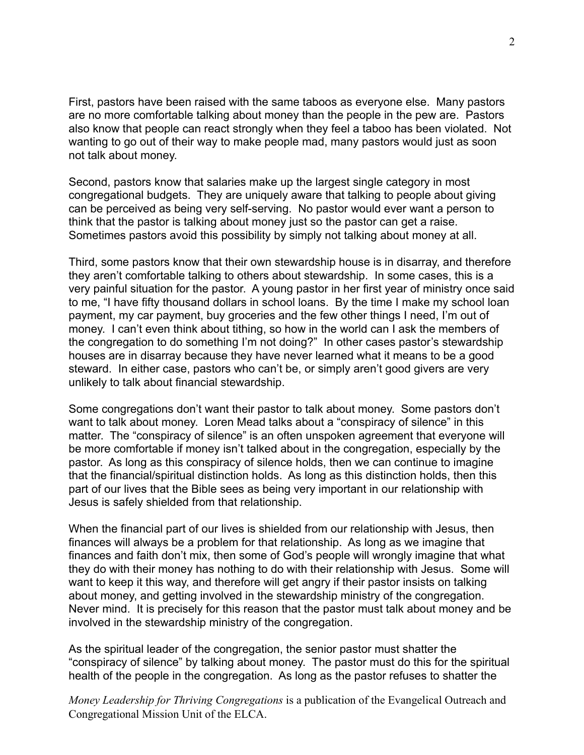First, pastors have been raised with the same taboos as everyone else. Many pastors are no more comfortable talking about money than the people in the pew are. Pastors also know that people can react strongly when they feel a taboo has been violated. Not wanting to go out of their way to make people mad, many pastors would just as soon not talk about money.

Second, pastors know that salaries make up the largest single category in most congregational budgets. They are uniquely aware that talking to people about giving can be perceived as being very self-serving. No pastor would ever want a person to think that the pastor is talking about money just so the pastor can get a raise. Sometimes pastors avoid this possibility by simply not talking about money at all.

Third, some pastors know that their own stewardship house is in disarray, and therefore they aren't comfortable talking to others about stewardship. In some cases, this is a very painful situation for the pastor. A young pastor in her first year of ministry once said to me, "I have fifty thousand dollars in school loans. By the time I make my school loan payment, my car payment, buy groceries and the few other things I need, I'm out of money. I can't even think about tithing, so how in the world can I ask the members of the congregation to do something I'm not doing?" In other cases pastor's stewardship houses are in disarray because they have never learned what it means to be a good steward. In either case, pastors who can't be, or simply aren't good givers are very unlikely to talk about financial stewardship.

Some congregations don't want their pastor to talk about money. Some pastors don't want to talk about money. Loren Mead talks about a "conspiracy of silence" in this matter. The "conspiracy of silence" is an often unspoken agreement that everyone will be more comfortable if money isn't talked about in the congregation, especially by the pastor. As long as this conspiracy of silence holds, then we can continue to imagine that the financial/spiritual distinction holds. As long as this distinction holds, then this part of our lives that the Bible sees as being very important in our relationship with Jesus is safely shielded from that relationship.

When the financial part of our lives is shielded from our relationship with Jesus, then finances will always be a problem for that relationship. As long as we imagine that finances and faith don't mix, then some of God's people will wrongly imagine that what they do with their money has nothing to do with their relationship with Jesus. Some will want to keep it this way, and therefore will get angry if their pastor insists on talking about money, and getting involved in the stewardship ministry of the congregation. Never mind. It is precisely for this reason that the pastor must talk about money and be involved in the stewardship ministry of the congregation.

As the spiritual leader of the congregation, the senior pastor must shatter the "conspiracy of silence" by talking about money. The pastor must do this for the spiritual health of the people in the congregation. As long as the pastor refuses to shatter the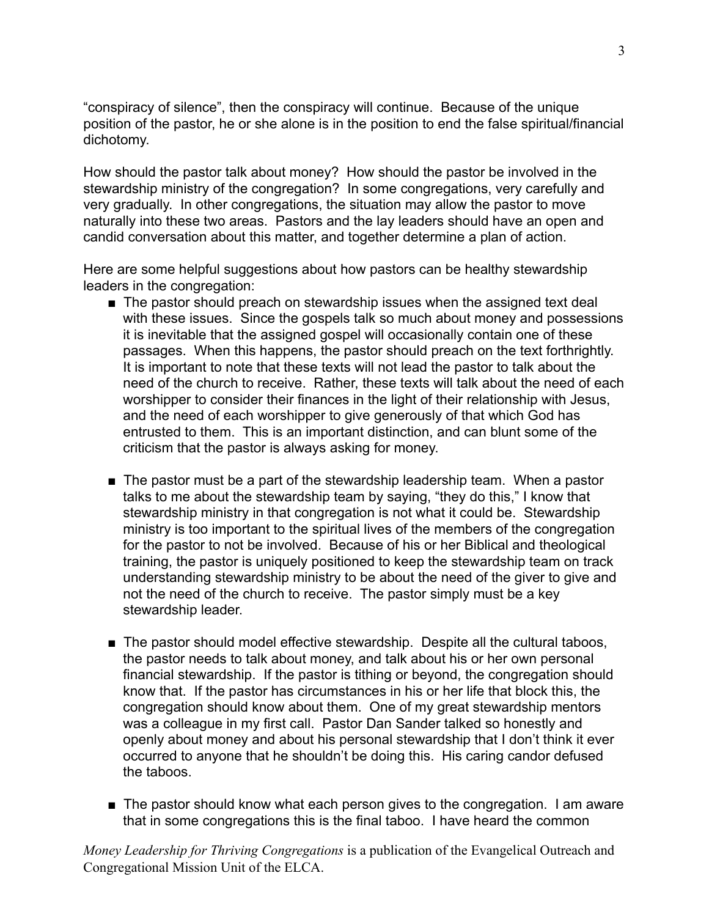"conspiracy of silence", then the conspiracy will continue. Because of the unique position of the pastor, he or she alone is in the position to end the false spiritual/financial dichotomy.

How should the pastor talk about money? How should the pastor be involved in the stewardship ministry of the congregation? In some congregations, very carefully and very gradually. In other congregations, the situation may allow the pastor to move naturally into these two areas. Pastors and the lay leaders should have an open and candid conversation about this matter, and together determine a plan of action.

Here are some helpful suggestions about how pastors can be healthy stewardship leaders in the congregation:

- The pastor should preach on stewardship issues when the assigned text deal with these issues. Since the gospels talk so much about money and possessions it is inevitable that the assigned gospel will occasionally contain one of these passages. When this happens, the pastor should preach on the text forthrightly. It is important to note that these texts will not lead the pastor to talk about the need of the church to receive. Rather, these texts will talk about the need of each worshipper to consider their finances in the light of their relationship with Jesus, and the need of each worshipper to give generously of that which God has entrusted to them. This is an important distinction, and can blunt some of the criticism that the pastor is always asking for money.

- The pastor must be a part of the stewardship leadership team. When a pastor talks to me about the stewardship team by saying, "they do this," I know that stewardship ministry in that congregation is not what it could be. Stewardship ministry is too important to the spiritual lives of the members of the congregation for the pastor to not be involved. Because of his or her Biblical and theological training, the pastor is uniquely positioned to keep the stewardship team on track understanding stewardship ministry to be about the need of the giver to give and not the need of the church to receive. The pastor simply must be a key stewardship leader.

- The pastor should model effective stewardship. Despite all the cultural taboos, the pastor needs to talk about money, and talk about his or her own personal financial stewardship. If the pastor is tithing or beyond, the congregation should know that. If the pastor has circumstances in his or her life that block this, the congregation should know about them. One of my great stewardship mentors was a colleague in my first call. Pastor Dan Sander talked so honestly and openly about money and about his personal stewardship that I don't think it ever occurred to anyone that he shouldn't be doing this. His caring candor defused the taboos.

- The pastor should know what each person gives to the congregation. I am aware that in some congregations this is the final taboo. I have heard the common

*Money Leadership for Thriving Congregations* is a publication of the Evangelical Outreach and Congregational Mission Unit of the ELCA.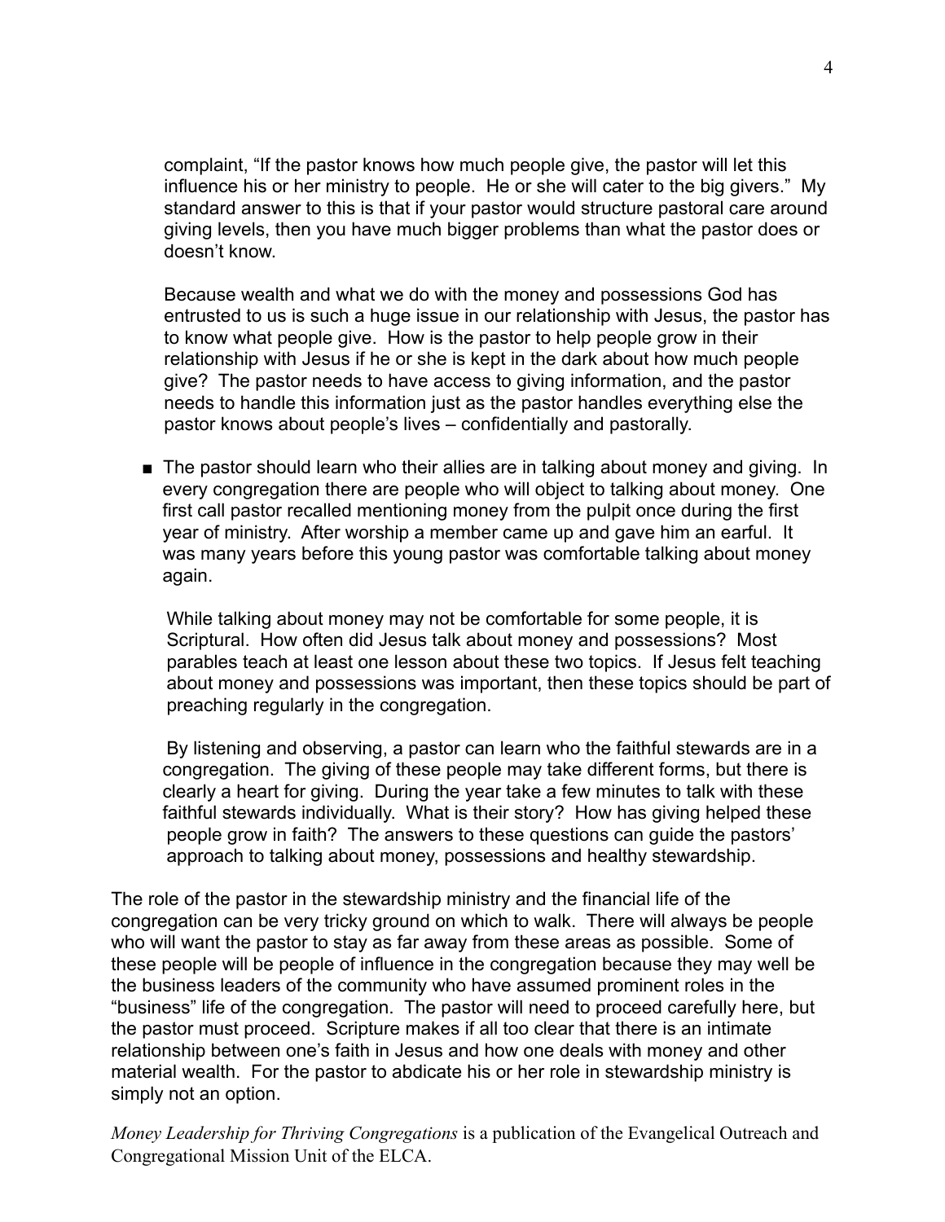complaint, "If the pastor knows how much people give, the pastor will let this influence his or her ministry to people. He or she will cater to the big givers." My standard answer to this is that if your pastor would structure pastoral care around giving levels, then you have much bigger problems than what the pastor does or doesn't know.

Because wealth and what we do with the money and possessions God has entrusted to us is such a huge issue in our relationship with Jesus, the pastor has to know what people give. How is the pastor to help people grow in their relationship with Jesus if he or she is kept in the dark about how much people give? The pastor needs to have access to giving information, and the pastor needs to handle this information just as the pastor handles everything else the pastor knows about people's lives – confidentially and pastorally.

- The pastor should learn who their allies are in talking about money and giving. In every congregation there are people who will object to talking about money. One first call pastor recalled mentioning money from the pulpit once during the first year of ministry. After worship a member came up and gave him an earful. It was many years before this young pastor was comfortable talking about money again.

  While talking about money may not be comfortable for some people, it is Scriptural. How often did Jesus talk about money and possessions? Most parables teach at least one lesson about these two topics. If Jesus felt teaching about money and possessions was important, then these topics should be part of preaching regularly in the congregation.

  By listening and observing, a pastor can learn who the faithful stewards are in a congregation. The giving of these people may take different forms, but there is clearly a heart for giving. During the year take a few minutes to talk with these faithful stewards individually. What is their story? How has giving helped these people grow in faith? The answers to these questions can guide the pastors' approach to talking about money, possessions and healthy stewardship.

The role of the pastor in the stewardship ministry and the financial life of the congregation can be very tricky ground on which to walk. There will always be people who will want the pastor to stay as far away from these areas as possible. Some of these people will be people of influence in the congregation because they may well be the business leaders of the community who have assumed prominent roles in the "business" life of the congregation. The pastor will need to proceed carefully here, but the pastor must proceed. Scripture makes if all too clear that there is an intimate relationship between one's faith in Jesus and how one deals with money and other material wealth. For the pastor to abdicate his or her role in stewardship ministry is simply not an option.

*Money Leadership for Thriving Congregations* is a publication of the Evangelical Outreach and Congregational Mission Unit of the ELCA.